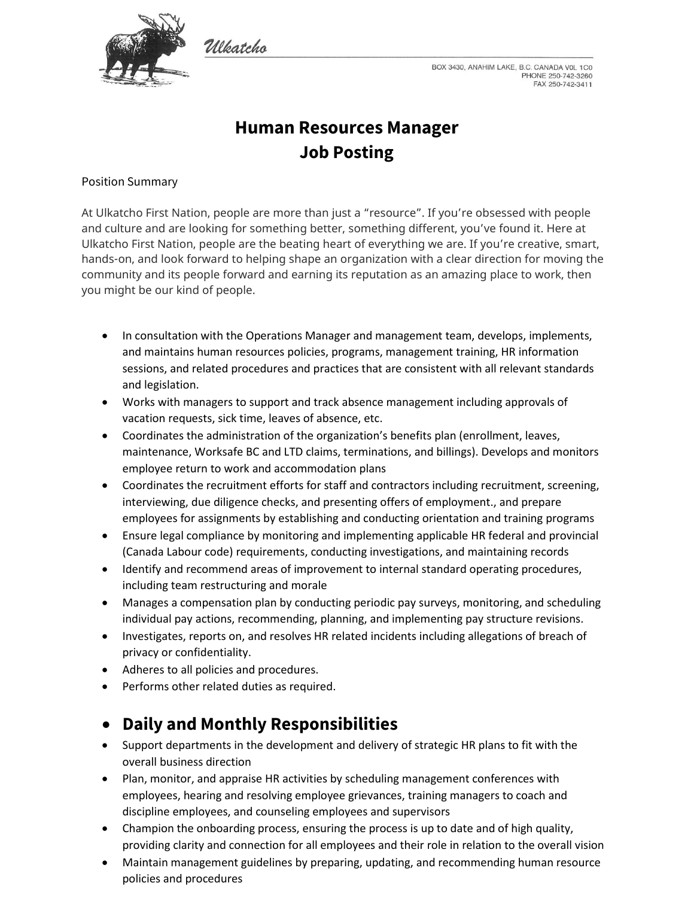Ulkatcho

BOX 3430, ANAHIM LAKE, B.C. CANADA V0L 1C0
PHONE 250-742-3260
FAX 250-742-3411

# Human Resources Manager
# Job Posting

Position Summary

At Ulkatcho First Nation, people are more than just a "resource". If you're obsessed with people and culture and are looking for something better, something different, you've found it. Here at Ulkatcho First Nation, people are the beating heart of everything we are. If you're creative, smart, hands-on, and look forward to helping shape an organization with a clear direction for moving the community and its people forward and earning its reputation as an amazing place to work, then you might be our kind of people.

- In consultation with the Operations Manager and management team, develops, implements, and maintains human resources policies, programs, management training, HR information sessions, and related procedures and practices that are consistent with all relevant standards and legislation.
- Works with managers to support and track absence management including approvals of vacation requests, sick time, leaves of absence, etc.
- Coordinates the administration of the organization's benefits plan (enrollment, leaves, maintenance, Worksafe BC and LTD claims, terminations, and billings). Develops and monitors employee return to work and accommodation plans
- Coordinates the recruitment efforts for staff and contractors including recruitment, screening, interviewing, due diligence checks, and presenting offers of employment., and prepare employees for assignments by establishing and conducting orientation and training programs
- Ensure legal compliance by monitoring and implementing applicable HR federal and provincial (Canada Labour code) requirements, conducting investigations, and maintaining records
- Identify and recommend areas of improvement to internal standard operating procedures, including team restructuring and morale
- Manages a compensation plan by conducting periodic pay surveys, monitoring, and scheduling individual pay actions, recommending, planning, and implementing pay structure revisions.
- Investigates, reports on, and resolves HR related incidents including allegations of breach of privacy or confidentiality.
- Adheres to all policies and procedures.
- Performs other related duties as required.

## Daily and Monthly Responsibilities

- Support departments in the development and delivery of strategic HR plans to fit with the overall business direction
- Plan, monitor, and appraise HR activities by scheduling management conferences with employees, hearing and resolving employee grievances, training managers to coach and discipline employees, and counseling employees and supervisors
- Champion the onboarding process, ensuring the process is up to date and of high quality, providing clarity and connection for all employees and their role in relation to the overall vision
- Maintain management guidelines by preparing, updating, and recommending human resource policies and procedures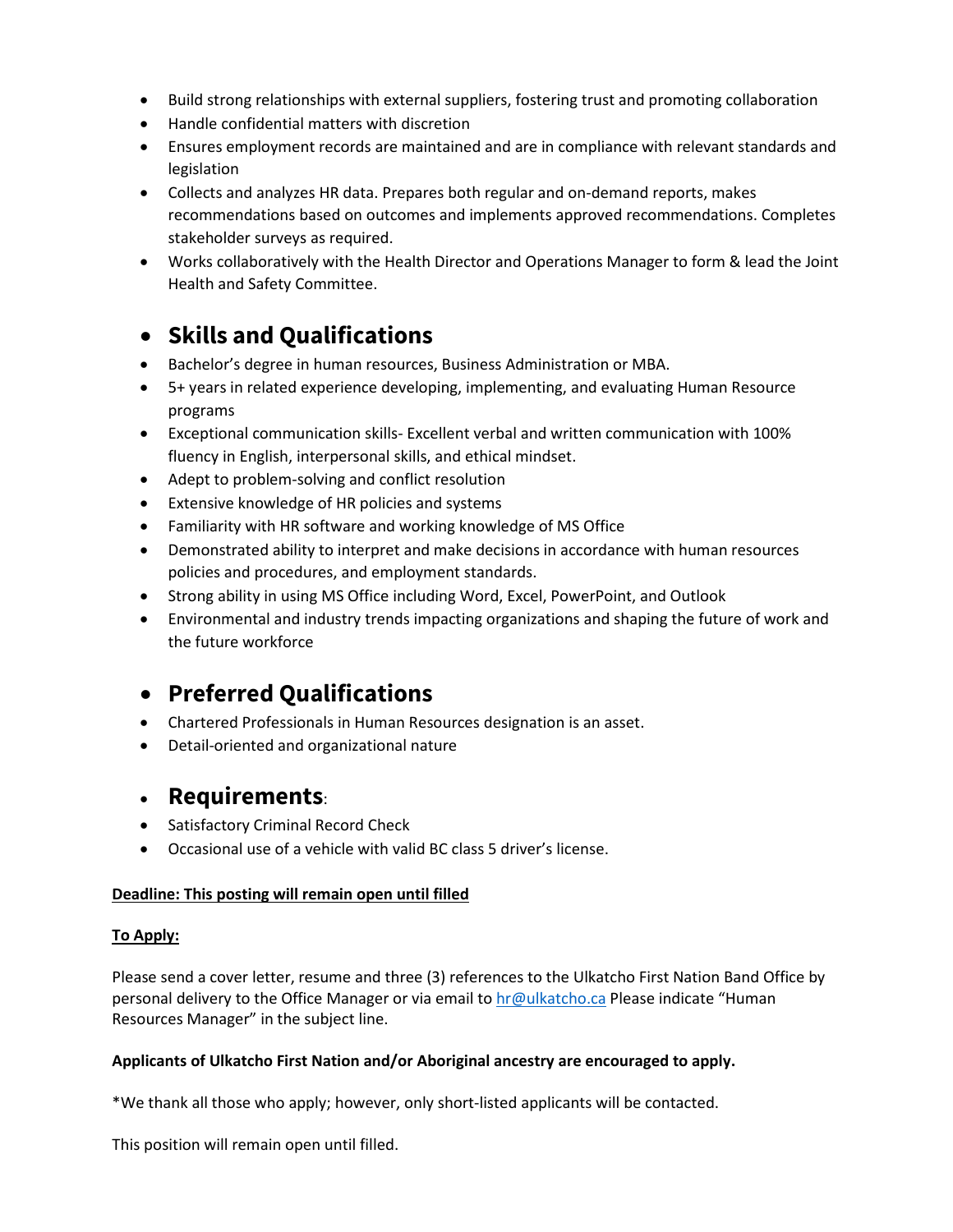- Build strong relationships with external suppliers, fostering trust and promoting collaboration
- Handle confidential matters with discretion
- Ensures employment records are maintained and are in compliance with relevant standards and legislation
- Collects and analyzes HR data. Prepares both regular and on-demand reports, makes recommendations based on outcomes and implements approved recommendations. Completes stakeholder surveys as required.
- Works collaboratively with the Health Director and Operations Manager to form & lead the Joint Health and Safety Committee.

## Skills and Qualifications

- Bachelor's degree in human resources, Business Administration or MBA.
- 5+ years in related experience developing, implementing, and evaluating Human Resource programs
- Exceptional communication skills- Excellent verbal and written communication with 100% fluency in English, interpersonal skills, and ethical mindset.
- Adept to problem-solving and conflict resolution
- Extensive knowledge of HR policies and systems
- Familiarity with HR software and working knowledge of MS Office
- Demonstrated ability to interpret and make decisions in accordance with human resources policies and procedures, and employment standards.
- Strong ability in using MS Office including Word, Excel, PowerPoint, and Outlook
- Environmental and industry trends impacting organizations and shaping the future of work and the future workforce

## Preferred Qualifications

- Chartered Professionals in Human Resources designation is an asset.
- Detail-oriented and organizational nature

## Requirements:

- Satisfactory Criminal Record Check
- Occasional use of a vehicle with valid BC class 5 driver's license.

**Deadline: This posting will remain open until filled**

**To Apply:**

Please send a cover letter, resume and three (3) references to the Ulkatcho First Nation Band Office by personal delivery to the Office Manager or via email to hr@ulkatcho.ca Please indicate "Human Resources Manager" in the subject line.

**Applicants of Ulkatcho First Nation and/or Aboriginal ancestry are encouraged to apply.**

*We thank all those who apply; however, only short-listed applicants will be contacted.

This position will remain open until filled.